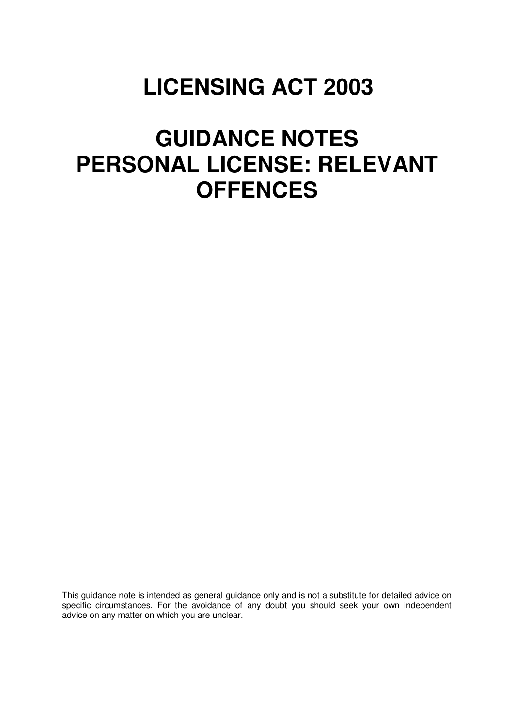# LICENSING ACT 2003

# GUIDANCE NOTES
# PERSONAL LICENSE: RELEVANT OFFENCES

This guidance note is intended as general guidance only and is not a substitute for detailed advice on specific circumstances. For the avoidance of any doubt you should seek your own independent advice on any matter on which you are unclear.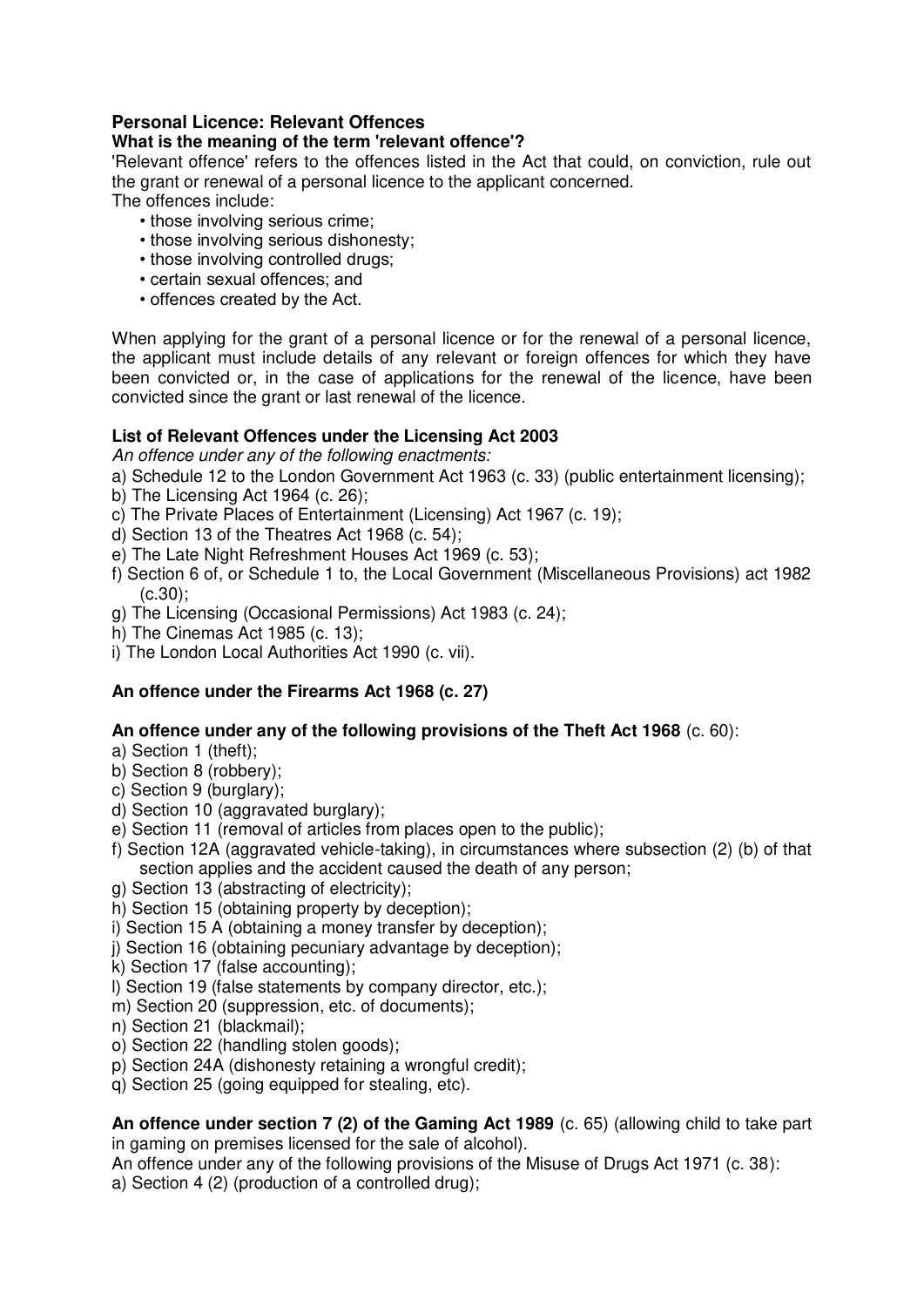**Personal Licence: Relevant Offences**

**What is the meaning of the term 'relevant offence'?**

'Relevant offence' refers to the offences listed in the Act that could, on conviction, rule out the grant or renewal of a personal licence to the applicant concerned.

The offences include:

- those involving serious crime;
- those involving serious dishonesty;
- those involving controlled drugs;
- certain sexual offences; and
- offences created by the Act.

When applying for the grant of a personal licence or for the renewal of a personal licence, the applicant must include details of any relevant or foreign offences for which they have been convicted or, in the case of applications for the renewal of the licence, have been convicted since the grant or last renewal of the licence.

**List of Relevant Offences under the Licensing Act 2003**

*An offence under any of the following enactments:*

a) Schedule 12 to the London Government Act 1963 (c. 33) (public entertainment licensing);
b) The Licensing Act 1964 (c. 26);
c) The Private Places of Entertainment (Licensing) Act 1967 (c. 19);
d) Section 13 of the Theatres Act 1968 (c. 54);
e) The Late Night Refreshment Houses Act 1969 (c. 53);
f) Section 6 of, or Schedule 1 to, the Local Government (Miscellaneous Provisions) act 1982 (c.30);
g) The Licensing (Occasional Permissions) Act 1983 (c. 24);
h) The Cinemas Act 1985 (c. 13);
i) The London Local Authorities Act 1990 (c. vii).

**An offence under the Firearms Act 1968 (c. 27)**

**An offence under any of the following provisions of the Theft Act 1968** (c. 60):

a) Section 1 (theft);
b) Section 8 (robbery);
c) Section 9 (burglary);
d) Section 10 (aggravated burglary);
e) Section 11 (removal of articles from places open to the public);
f) Section 12A (aggravated vehicle-taking), in circumstances where subsection (2) (b) of that section applies and the accident caused the death of any person;
g) Section 13 (abstracting of electricity);
h) Section 15 (obtaining property by deception);
i) Section 15 A (obtaining a money transfer by deception);
j) Section 16 (obtaining pecuniary advantage by deception);
k) Section 17 (false accounting);
l) Section 19 (false statements by company director, etc.);
m) Section 20 (suppression, etc. of documents);
n) Section 21 (blackmail);
o) Section 22 (handling stolen goods);
p) Section 24A (dishonesty retaining a wrongful credit);
q) Section 25 (going equipped for stealing, etc).

**An offence under section 7 (2) of the Gaming Act 1989** (c. 65) (allowing child to take part in gaming on premises licensed for the sale of alcohol).

An offence under any of the following provisions of the Misuse of Drugs Act 1971 (c. 38):

a) Section 4 (2) (production of a controlled drug);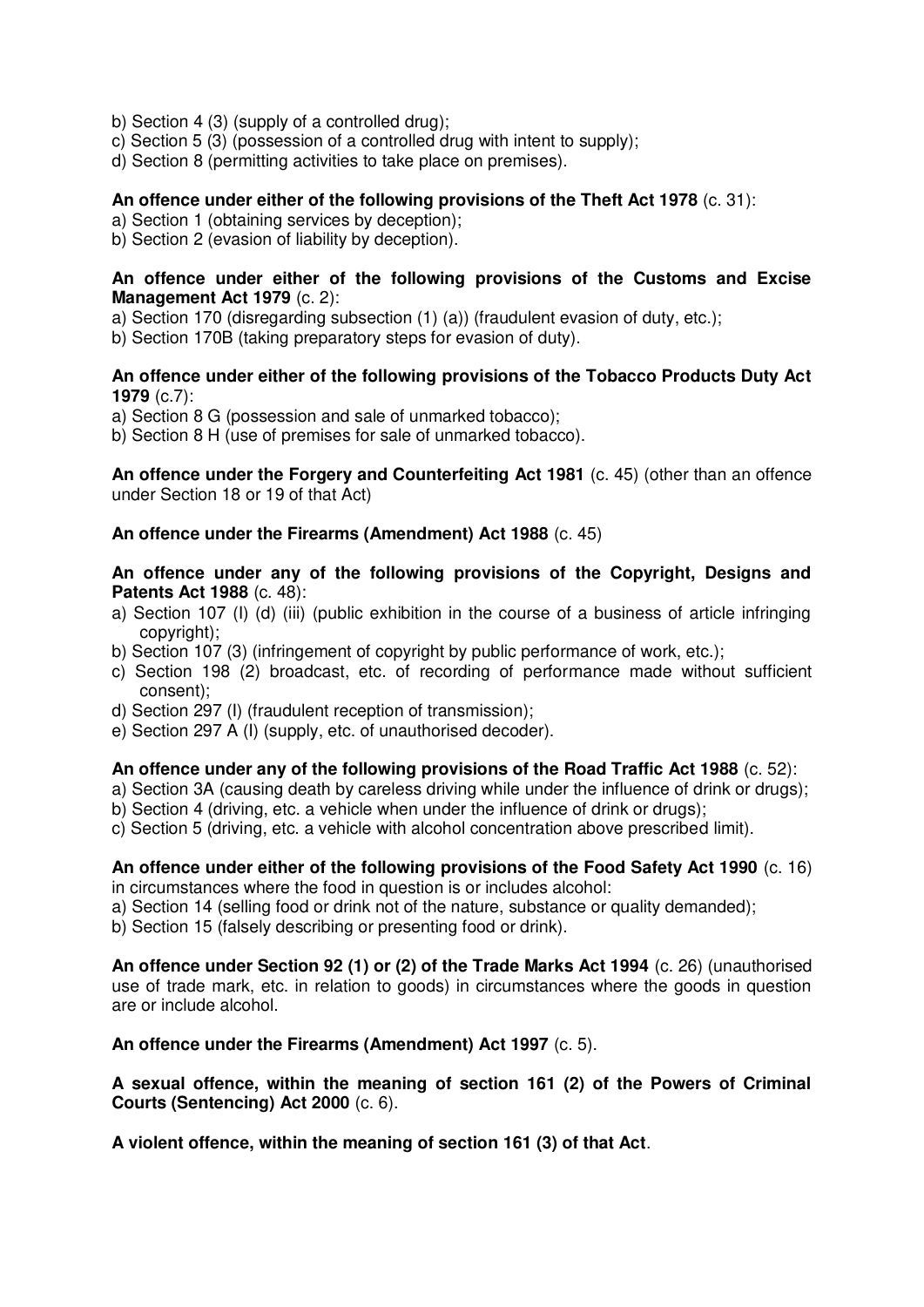b) Section 4 (3) (supply of a controlled drug);
c) Section 5 (3) (possession of a controlled drug with intent to supply);
d) Section 8 (permitting activities to take place on premises).

**An offence under either of the following provisions of the Theft Act 1978** (c. 31):
a) Section 1 (obtaining services by deception);
b) Section 2 (evasion of liability by deception).

**An offence under either of the following provisions of the Customs and Excise Management Act 1979** (c. 2):
a) Section 170 (disregarding subsection (1) (a)) (fraudulent evasion of duty, etc.);
b) Section 170B (taking preparatory steps for evasion of duty).

**An offence under either of the following provisions of the Tobacco Products Duty Act 1979** (c.7):
a) Section 8 G (possession and sale of unmarked tobacco);
b) Section 8 H (use of premises for sale of unmarked tobacco).

**An offence under the Forgery and Counterfeiting Act 1981** (c. 45) (other than an offence under Section 18 or 19 of that Act)

**An offence under the Firearms (Amendment) Act 1988** (c. 45)

**An offence under any of the following provisions of the Copyright, Designs and Patents Act 1988** (c. 48):
a) Section 107 (I) (d) (iii) (public exhibition in the course of a business of article infringing copyright);
b) Section 107 (3) (infringement of copyright by public performance of work, etc.);
c) Section 198 (2) broadcast, etc. of recording of performance made without sufficient consent);
d) Section 297 (I) (fraudulent reception of transmission);
e) Section 297 A (I) (supply, etc. of unauthorised decoder).

**An offence under any of the following provisions of the Road Traffic Act 1988** (c. 52):
a) Section 3A (causing death by careless driving while under the influence of drink or drugs);
b) Section 4 (driving, etc. a vehicle when under the influence of drink or drugs);
c) Section 5 (driving, etc. a vehicle with alcohol concentration above prescribed limit).

**An offence under either of the following provisions of the Food Safety Act 1990** (c. 16) in circumstances where the food in question is or includes alcohol:
a) Section 14 (selling food or drink not of the nature, substance or quality demanded);
b) Section 15 (falsely describing or presenting food or drink).

**An offence under Section 92 (1) or (2) of the Trade Marks Act 1994** (c. 26) (unauthorised use of trade mark, etc. in relation to goods) in circumstances where the goods in question are or include alcohol.

**An offence under the Firearms (Amendment) Act 1997** (c. 5).

**A sexual offence, within the meaning of section 161 (2) of the Powers of Criminal Courts (Sentencing) Act 2000** (c. 6).

**A violent offence, within the meaning of section 161 (3) of that Act**.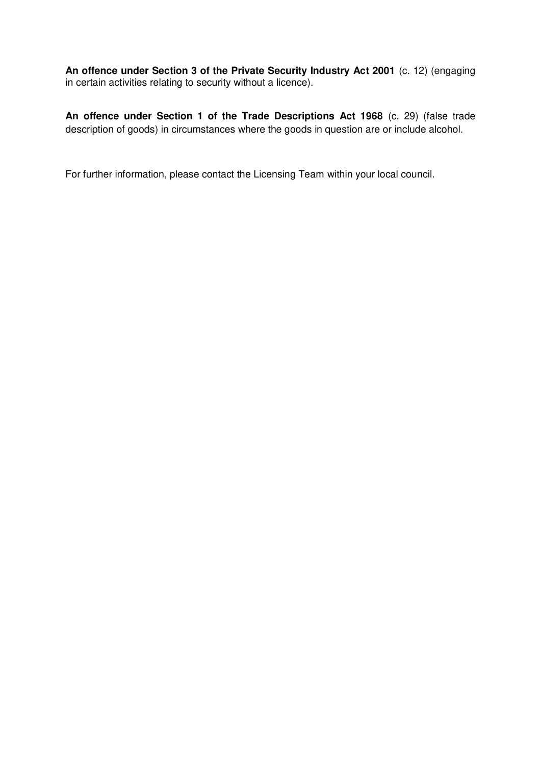**An offence under Section 3 of the Private Security Industry Act 2001** (c. 12) (engaging in certain activities relating to security without a licence).

**An offence under Section 1 of the Trade Descriptions Act 1968** (c. 29) (false trade description of goods) in circumstances where the goods in question are or include alcohol.

For further information, please contact the Licensing Team within your local council.